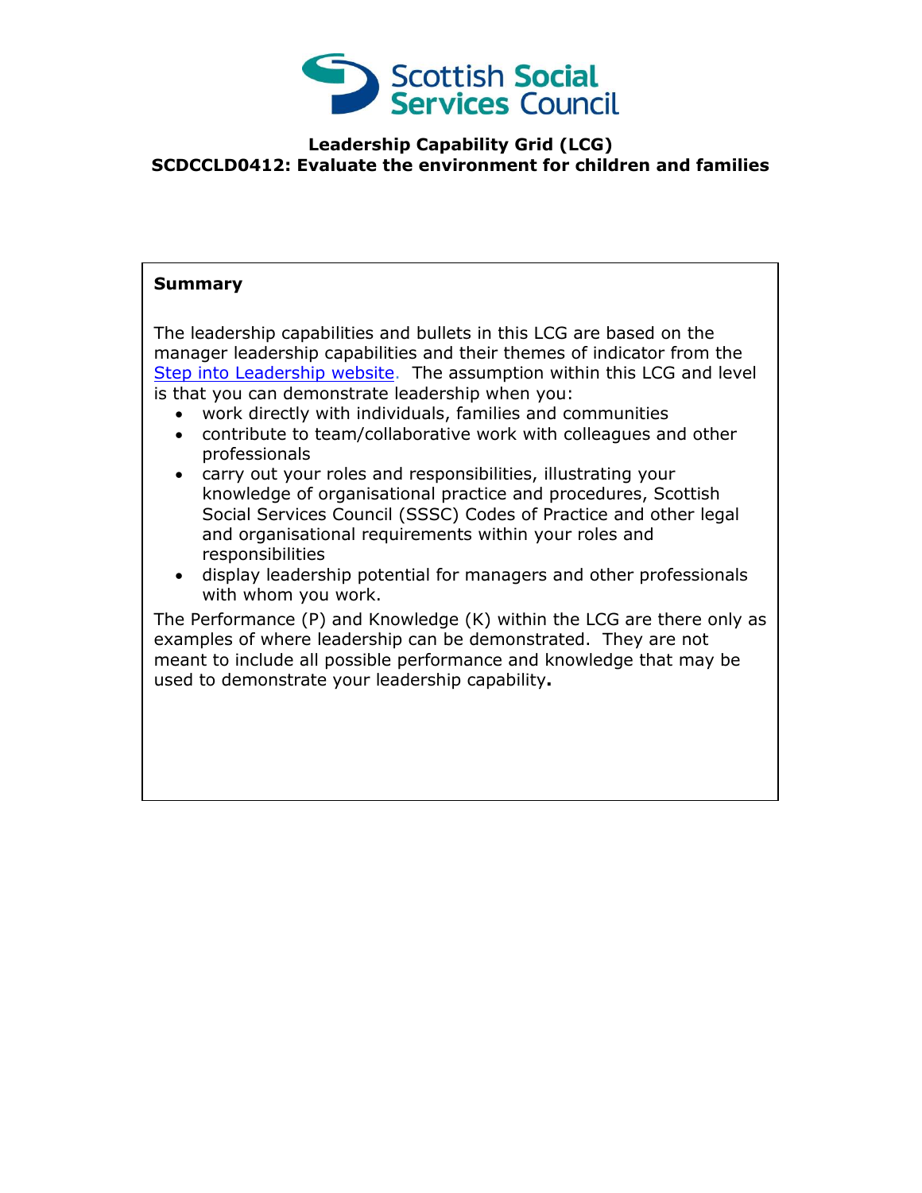Scottish Social Services Council

# Leadership Capability Grid (LCG)
# SCDCCLD0412: Evaluate the environment for children and families

**Summary**

The leadership capabilities and bullets in this LCG are based on the manager leadership capabilities and their themes of indicator from the Step into Leadership website. The assumption within this LCG and level is that you can demonstrate leadership when you:

- work directly with individuals, families and communities
- contribute to team/collaborative work with colleagues and other professionals
- carry out your roles and responsibilities, illustrating your knowledge of organisational practice and procedures, Scottish Social Services Council (SSSC) Codes of Practice and other legal and organisational requirements within your roles and responsibilities
- display leadership potential for managers and other professionals with whom you work.

The Performance (P) and Knowledge (K) within the LCG are there only as examples of where leadership can be demonstrated. They are not meant to include all possible performance and knowledge that may be used to demonstrate your leadership capability**.**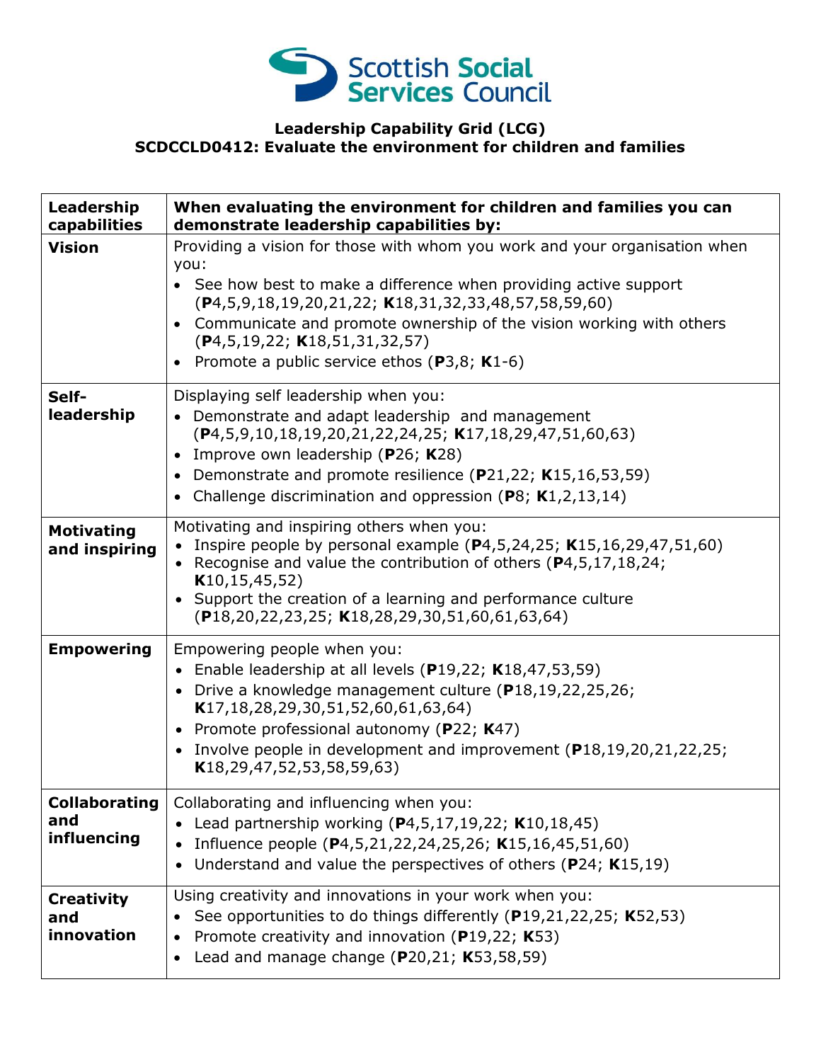Scottish Social Services Council

**Leadership Capability Grid (LCG)**
**SCDCCLD0412: Evaluate the environment for children and families**

| Leadership capabilities | When evaluating the environment for children and families you can demonstrate leadership capabilities by: |
|---|---|
| **Vision** | Providing a vision for those with whom you work and your organisation when you:<br>• See how best to make a difference when providing active support (**P**4,5,9,18,19,20,21,22; **K**18,31,32,33,48,57,58,59,60)<br>• Communicate and promote ownership of the vision working with others (**P**4,5,19,22; **K**18,51,31,32,57)<br>• Promote a public service ethos (**P**3,8; **K**1-6) |
| **Self-leadership** | Displaying self leadership when you:<br>• Demonstrate and adapt leadership and management (**P**4,5,9,10,18,19,20,21,22,24,25; **K**17,18,29,47,51,60,63)<br>• Improve own leadership (**P**26; **K**28)<br>• Demonstrate and promote resilience (**P**21,22; **K**15,16,53,59)<br>• Challenge discrimination and oppression (**P**8; **K**1,2,13,14) |
| **Motivating and inspiring** | Motivating and inspiring others when you:<br>• Inspire people by personal example (**P**4,5,24,25; **K**15,16,29,47,51,60)<br>• Recognise and value the contribution of others (**P**4,5,17,18,24; **K**10,15,45,52)<br>• Support the creation of a learning and performance culture (**P**18,20,22,23,25; **K**18,28,29,30,51,60,61,63,64) |
| **Empowering** | Empowering people when you:<br>• Enable leadership at all levels (**P**19,22; **K**18,47,53,59)<br>• Drive a knowledge management culture (**P**18,19,22,25,26; **K**17,18,28,29,30,51,52,60,61,63,64)<br>• Promote professional autonomy (**P**22; **K**47)<br>• Involve people in development and improvement (**P**18,19,20,21,22,25; **K**18,29,47,52,53,58,59,63) |
| **Collaborating and influencing** | Collaborating and influencing when you:<br>• Lead partnership working (**P**4,5,17,19,22; **K**10,18,45)<br>• Influence people (**P**4,5,21,22,24,25,26; **K**15,16,45,51,60)<br>• Understand and value the perspectives of others (**P**24; **K**15,19) |
| **Creativity and innovation** | Using creativity and innovations in your work when you:<br>• See opportunities to do things differently (**P**19,21,22,25; **K**52,53)<br>• Promote creativity and innovation (**P**19,22; **K**53)<br>• Lead and manage change (**P**20,21; **K**53,58,59) |